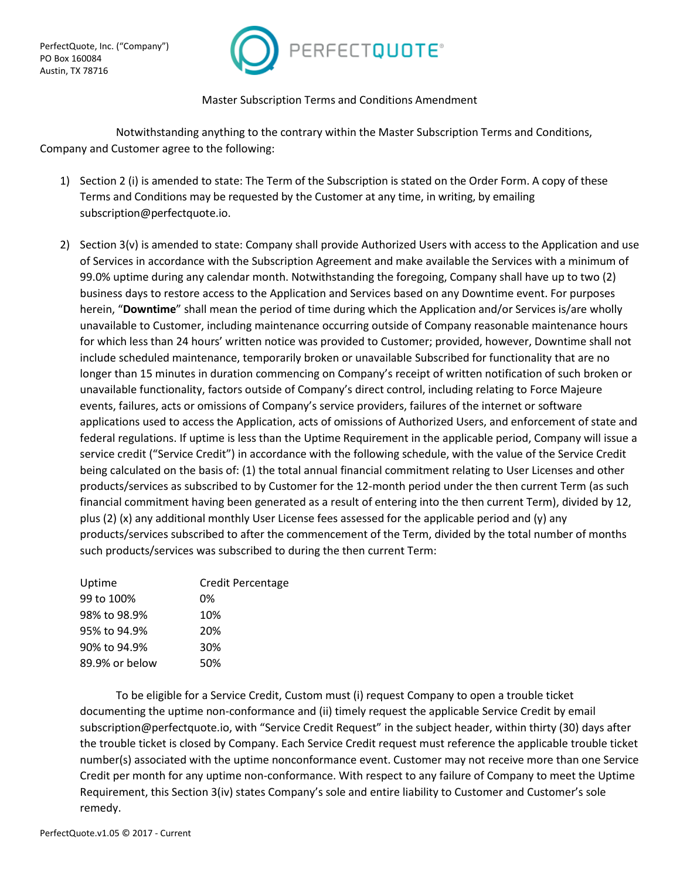PerfectQuote, Inc. ("Company")
PO Box 160084
Austin, TX 78716

PERFECTQUOTE®

# Master Subscription Terms and Conditions Amendment

Notwithstanding anything to the contrary within the Master Subscription Terms and Conditions, Company and Customer agree to the following:

1) Section 2 (i) is amended to state: The Term of the Subscription is stated on the Order Form. A copy of these Terms and Conditions may be requested by the Customer at any time, in writing, by emailing subscription@perfectquote.io.

2) Section 3(v) is amended to state: Company shall provide Authorized Users with access to the Application and use of Services in accordance with the Subscription Agreement and make available the Services with a minimum of 99.0% uptime during any calendar month. Notwithstanding the foregoing, Company shall have up to two (2) business days to restore access to the Application and Services based on any Downtime event. For purposes herein, "**Downtime**" shall mean the period of time during which the Application and/or Services is/are wholly unavailable to Customer, including maintenance occurring outside of Company reasonable maintenance hours for which less than 24 hours' written notice was provided to Customer; provided, however, Downtime shall not include scheduled maintenance, temporarily broken or unavailable Subscribed for functionality that are no longer than 15 minutes in duration commencing on Company's receipt of written notification of such broken or unavailable functionality, factors outside of Company's direct control, including relating to Force Majeure events, failures, acts or omissions of Company's service providers, failures of the internet or software applications used to access the Application, acts of omissions of Authorized Users, and enforcement of state and federal regulations. If uptime is less than the Uptime Requirement in the applicable period, Company will issue a service credit ("Service Credit") in accordance with the following schedule, with the value of the Service Credit being calculated on the basis of: (1) the total annual financial commitment relating to User Licenses and other products/services as subscribed to by Customer for the 12-month period under the then current Term (as such financial commitment having been generated as a result of entering into the then current Term), divided by 12, plus (2) (x) any additional monthly User License fees assessed for the applicable period and (y) any products/services subscribed to after the commencement of the Term, divided by the total number of months such products/services was subscribed to during the then current Term:

| Uptime | Credit Percentage |
|---|---|
| 99 to 100% | 0% |
| 98% to 98.9% | 10% |
| 95% to 94.9% | 20% |
| 90% to 94.9% | 30% |
| 89.9% or below | 50% |

To be eligible for a Service Credit, Custom must (i) request Company to open a trouble ticket documenting the uptime non-conformance and (ii) timely request the applicable Service Credit by email subscription@perfectquote.io, with "Service Credit Request" in the subject header, within thirty (30) days after the trouble ticket is closed by Company. Each Service Credit request must reference the applicable trouble ticket number(s) associated with the uptime nonconformance event. Customer may not receive more than one Service Credit per month for any uptime non-conformance. With respect to any failure of Company to meet the Uptime Requirement, this Section 3(iv) states Company's sole and entire liability to Customer and Customer's sole remedy.

PerfectQuote.v1.05 © 2017 - Current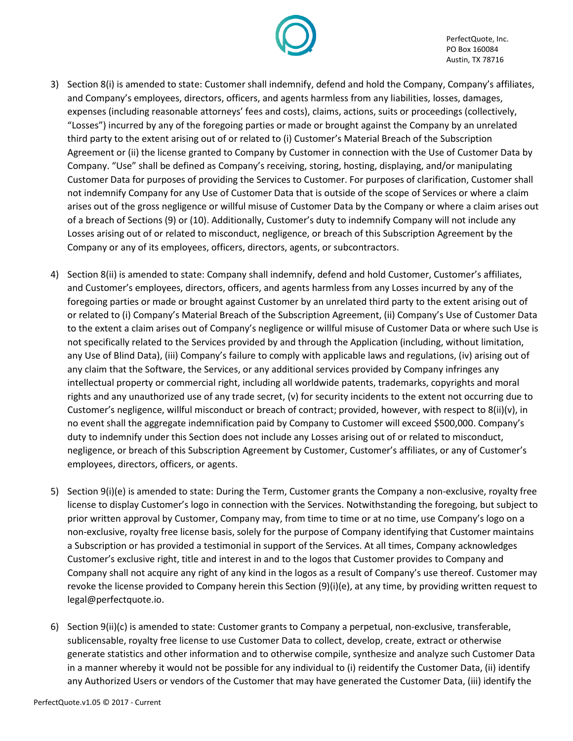3) Section 8(i) is amended to state: Customer shall indemnify, defend and hold the Company, Company's affiliates, and Company's employees, directors, officers, and agents harmless from any liabilities, losses, damages, expenses (including reasonable attorneys' fees and costs), claims, actions, suits or proceedings (collectively, "Losses") incurred by any of the foregoing parties or made or brought against the Company by an unrelated third party to the extent arising out of or related to (i) Customer's Material Breach of the Subscription Agreement or (ii) the license granted to Company by Customer in connection with the Use of Customer Data by Company. "Use" shall be defined as Company's receiving, storing, hosting, displaying, and/or manipulating Customer Data for purposes of providing the Services to Customer. For purposes of clarification, Customer shall not indemnify Company for any Use of Customer Data that is outside of the scope of Services or where a claim arises out of the gross negligence or willful misuse of Customer Data by the Company or where a claim arises out of a breach of Sections (9) or (10). Additionally, Customer's duty to indemnify Company will not include any Losses arising out of or related to misconduct, negligence, or breach of this Subscription Agreement by the Company or any of its employees, officers, directors, agents, or subcontractors.

4) Section 8(ii) is amended to state: Company shall indemnify, defend and hold Customer, Customer's affiliates, and Customer's employees, directors, officers, and agents harmless from any Losses incurred by any of the foregoing parties or made or brought against Customer by an unrelated third party to the extent arising out of or related to (i) Company's Material Breach of the Subscription Agreement, (ii) Company's Use of Customer Data to the extent a claim arises out of Company's negligence or willful misuse of Customer Data or where such Use is not specifically related to the Services provided by and through the Application (including, without limitation, any Use of Blind Data), (iii) Company's failure to comply with applicable laws and regulations, (iv) arising out of any claim that the Software, the Services, or any additional services provided by Company infringes any intellectual property or commercial right, including all worldwide patents, trademarks, copyrights and moral rights and any unauthorized use of any trade secret, (v) for security incidents to the extent not occurring due to Customer's negligence, willful misconduct or breach of contract; provided, however, with respect to 8(ii)(v), in no event shall the aggregate indemnification paid by Company to Customer will exceed $500,000. Company's duty to indemnify under this Section does not include any Losses arising out of or related to misconduct, negligence, or breach of this Subscription Agreement by Customer, Customer's affiliates, or any of Customer's employees, directors, officers, or agents.

5) Section 9(i)(e) is amended to state: During the Term, Customer grants the Company a non-exclusive, royalty free license to display Customer's logo in connection with the Services. Notwithstanding the foregoing, but subject to prior written approval by Customer, Company may, from time to time or at no time, use Company's logo on a non-exclusive, royalty free license basis, solely for the purpose of Company identifying that Customer maintains a Subscription or has provided a testimonial in support of the Services. At all times, Company acknowledges Customer's exclusive right, title and interest in and to the logos that Customer provides to Company and Company shall not acquire any right of any kind in the logos as a result of Company's use thereof. Customer may revoke the license provided to Company herein this Section (9)(i)(e), at any time, by providing written request to legal@perfectquote.io.

6) Section 9(ii)(c) is amended to state: Customer grants to Company a perpetual, non-exclusive, transferable, sublicensable, royalty free license to use Customer Data to collect, develop, create, extract or otherwise generate statistics and other information and to otherwise compile, synthesize and analyze such Customer Data in a manner whereby it would not be possible for any individual to (i) reidentify the Customer Data, (ii) identify any Authorized Users or vendors of the Customer that may have generated the Customer Data, (iii) identify the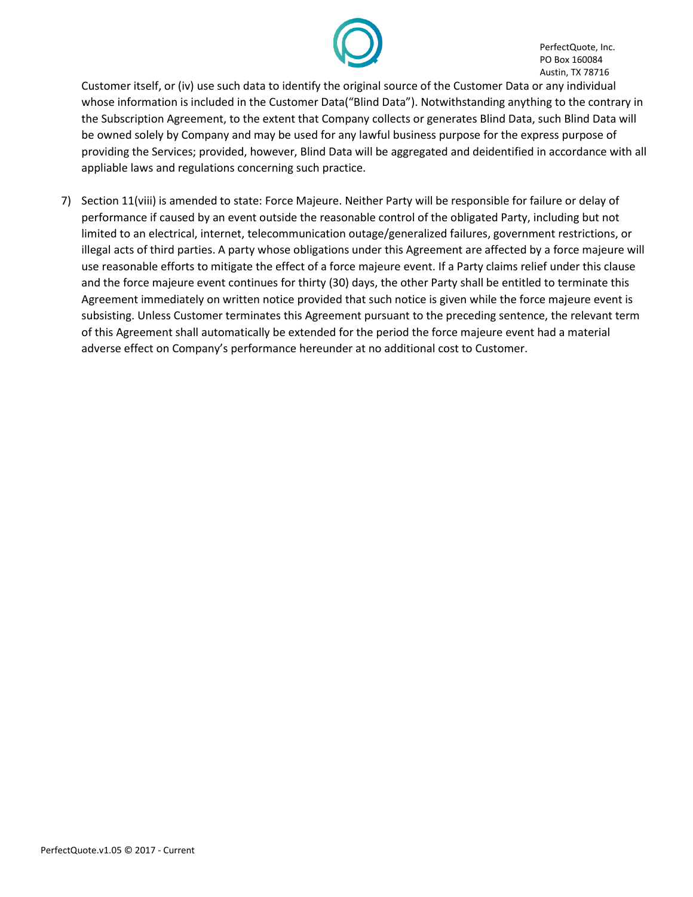Customer itself, or (iv) use such data to identify the original source of the Customer Data or any individual whose information is included in the Customer Data("Blind Data"). Notwithstanding anything to the contrary in the Subscription Agreement, to the extent that Company collects or generates Blind Data, such Blind Data will be owned solely by Company and may be used for any lawful business purpose for the express purpose of providing the Services; provided, however, Blind Data will be aggregated and deidentified in accordance with all appliable laws and regulations concerning such practice.

7) Section 11(viii) is amended to state: Force Majeure. Neither Party will be responsible for failure or delay of performance if caused by an event outside the reasonable control of the obligated Party, including but not limited to an electrical, internet, telecommunication outage/generalized failures, government restrictions, or illegal acts of third parties. A party whose obligations under this Agreement are affected by a force majeure will use reasonable efforts to mitigate the effect of a force majeure event. If a Party claims relief under this clause and the force majeure event continues for thirty (30) days, the other Party shall be entitled to terminate this Agreement immediately on written notice provided that such notice is given while the force majeure event is subsisting. Unless Customer terminates this Agreement pursuant to the preceding sentence, the relevant term of this Agreement shall automatically be extended for the period the force majeure event had a material adverse effect on Company's performance hereunder at no additional cost to Customer.